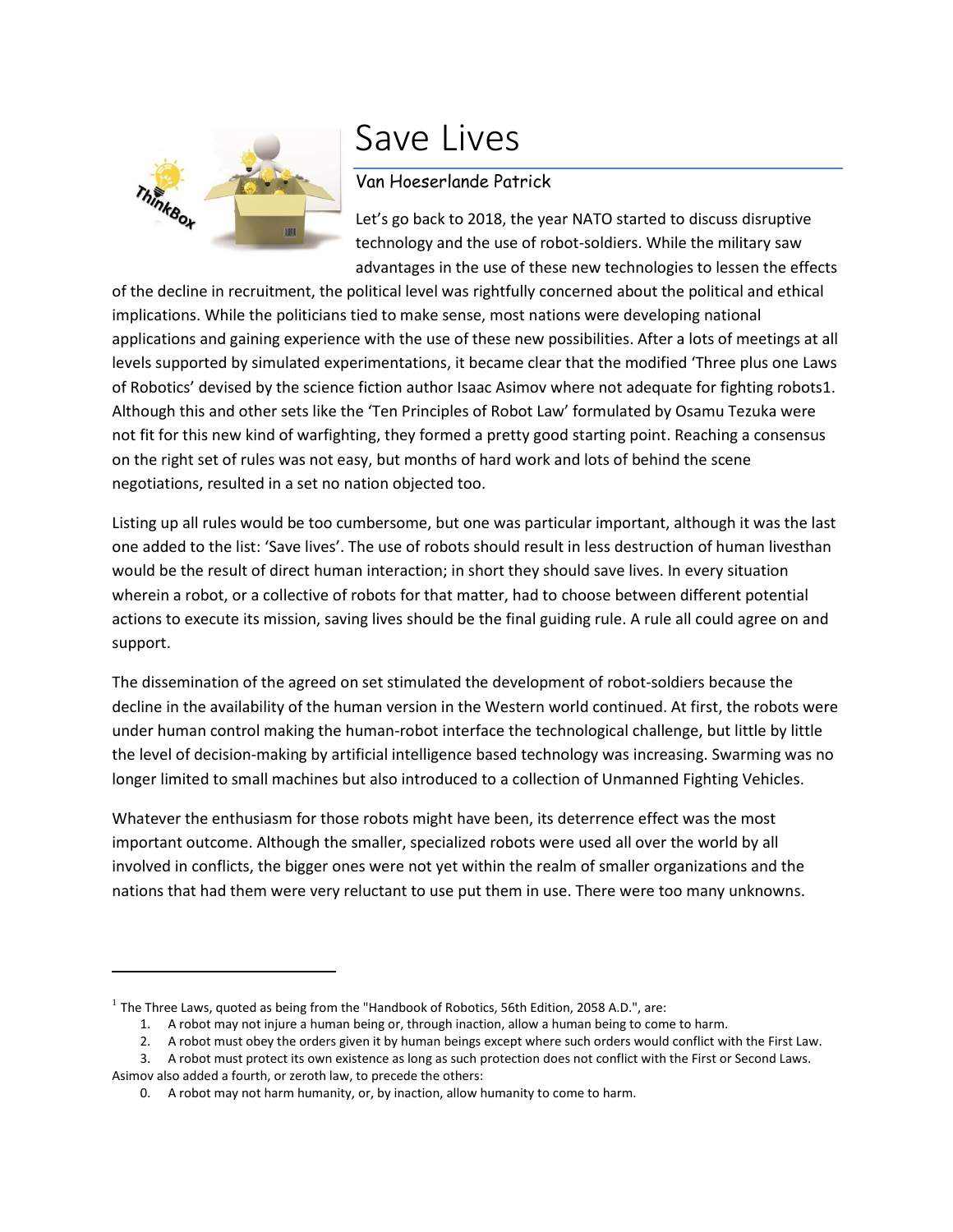# Save Lives

## Van Hoeserlande Patrick

Let's go back to 2018, the year NATO started to discuss disruptive technology and the use of robot-soldiers. While the military saw advantages in the use of these new technologies to lessen the effects of the decline in recruitment, the political level was rightfully concerned about the political and ethical implications. While the politicians tied to make sense, most nations were developing national applications and gaining experience with the use of these new possibilities. After a lots of meetings at all levels supported by simulated experimentations, it became clear that the modified 'Three plus one Laws of Robotics' devised by the science fiction author Isaac Asimov where not adequate for fighting robots[1]. Although this and other sets like the 'Ten Principles of Robot Law' formulated by Osamu Tezuka were not fit for this new kind of warfighting, they formed a pretty good starting point. Reaching a consensus on the right set of rules was not easy, but months of hard work and lots of behind the scene negotiations, resulted in a set no nation objected too.

Listing up all rules would be too cumbersome, but one was particular important, although it was the last one added to the list: 'Save lives'. The use of robots should result in less destruction of human livesthan would be the result of direct human interaction; in short they should save lives. In every situation wherein a robot, or a collective of robots for that matter, had to choose between different potential actions to execute its mission, saving lives should be the final guiding rule. A rule all could agree on and support.

The dissemination of the agreed on set stimulated the development of robot-soldiers because the decline in the availability of the human version in the Western world continued. At first, the robots were under human control making the human-robot interface the technological challenge, but little by little the level of decision-making by artificial intelligence based technology was increasing. Swarming was no longer limited to small machines but also introduced to a collection of Unmanned Fighting Vehicles.

Whatever the enthusiasm for those robots might have been, its deterrence effect was the most important outcome. Although the smaller, specialized robots were used all over the world by all involved in conflicts, the bigger ones were not yet within the realm of smaller organizations and the nations that had them were very reluctant to use put them in use. There were too many unknowns.

---

[1] The Three Laws, quoted as being from the "Handbook of Robotics, 56th Edition, 2058 A.D.", are:

1. A robot may not injure a human being or, through inaction, allow a human being to come to harm.
2. A robot must obey the orders given it by human beings except where such orders would conflict with the First Law.
3. A robot must protect its own existence as long as such protection does not conflict with the First or Second Laws.

Asimov also added a fourth, or zeroth law, to precede the others:

0. A robot may not harm humanity, or, by inaction, allow humanity to come to harm.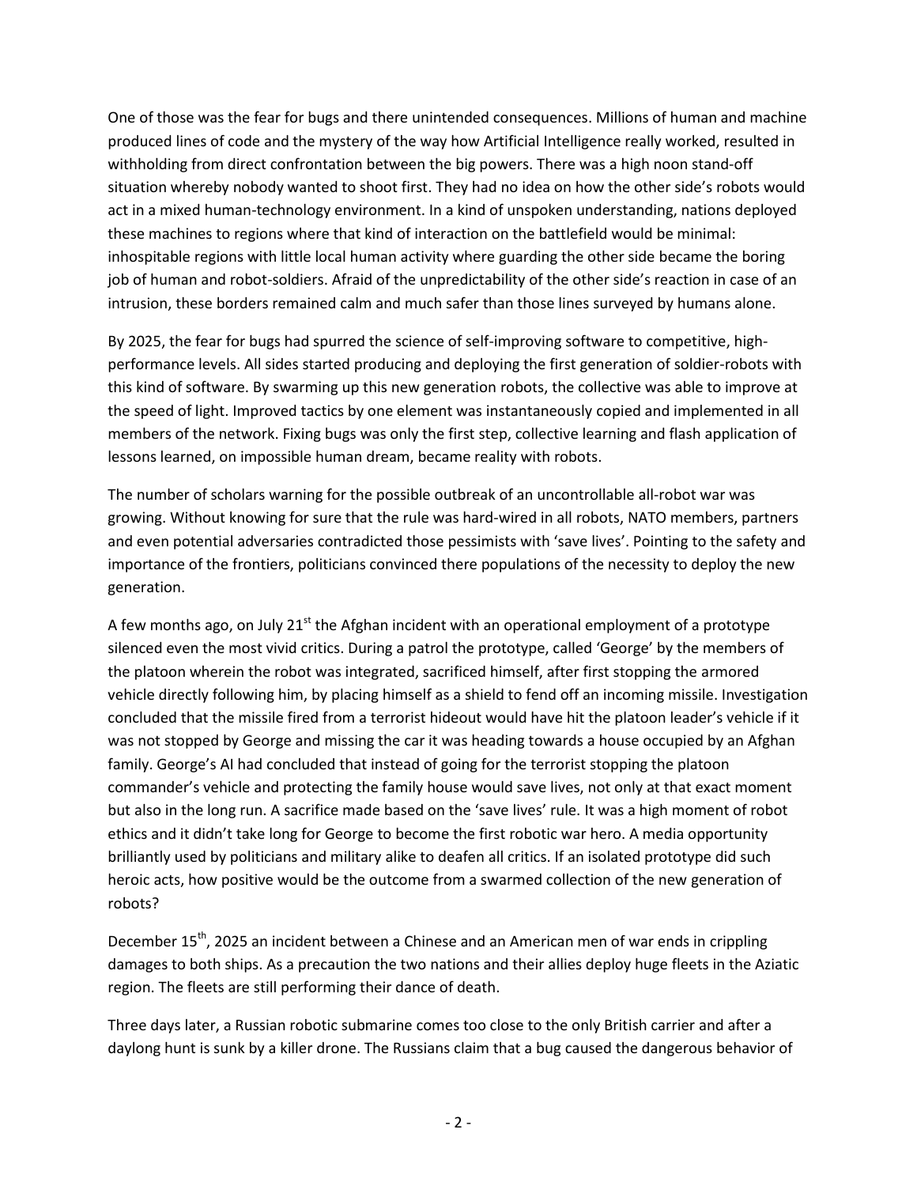One of those was the fear for bugs and there unintended consequences. Millions of human and machine produced lines of code and the mystery of the way how Artificial Intelligence really worked, resulted in withholding from direct confrontation between the big powers. There was a high noon stand-off situation whereby nobody wanted to shoot first. They had no idea on how the other side's robots would act in a mixed human-technology environment. In a kind of unspoken understanding, nations deployed these machines to regions where that kind of interaction on the battlefield would be minimal: inhospitable regions with little local human activity where guarding the other side became the boring job of human and robot-soldiers. Afraid of the unpredictability of the other side's reaction in case of an intrusion, these borders remained calm and much safer than those lines surveyed by humans alone.

By 2025, the fear for bugs had spurred the science of self-improving software to competitive, high-performance levels. All sides started producing and deploying the first generation of soldier-robots with this kind of software. By swarming up this new generation robots, the collective was able to improve at the speed of light. Improved tactics by one element was instantaneously copied and implemented in all members of the network. Fixing bugs was only the first step, collective learning and flash application of lessons learned, on impossible human dream, became reality with robots.

The number of scholars warning for the possible outbreak of an uncontrollable all-robot war was growing. Without knowing for sure that the rule was hard-wired in all robots, NATO members, partners and even potential adversaries contradicted those pessimists with 'save lives'. Pointing to the safety and importance of the frontiers, politicians convinced there populations of the necessity to deploy the new generation.

A few months ago, on July 21st the Afghan incident with an operational employment of a prototype silenced even the most vivid critics. During a patrol the prototype, called 'George' by the members of the platoon wherein the robot was integrated, sacrificed himself, after first stopping the armored vehicle directly following him, by placing himself as a shield to fend off an incoming missile. Investigation concluded that the missile fired from a terrorist hideout would have hit the platoon leader's vehicle if it was not stopped by George and missing the car it was heading towards a house occupied by an Afghan family. George's AI had concluded that instead of going for the terrorist stopping the platoon commander's vehicle and protecting the family house would save lives, not only at that exact moment but also in the long run. A sacrifice made based on the 'save lives' rule. It was a high moment of robot ethics and it didn't take long for George to become the first robotic war hero. A media opportunity brilliantly used by politicians and military alike to deafen all critics. If an isolated prototype did such heroic acts, how positive would be the outcome from a swarmed collection of the new generation of robots?

December 15th, 2025 an incident between a Chinese and an American men of war ends in crippling damages to both ships. As a precaution the two nations and their allies deploy huge fleets in the Aziatic region. The fleets are still performing their dance of death.

Three days later, a Russian robotic submarine comes too close to the only British carrier and after a daylong hunt is sunk by a killer drone. The Russians claim that a bug caused the dangerous behavior of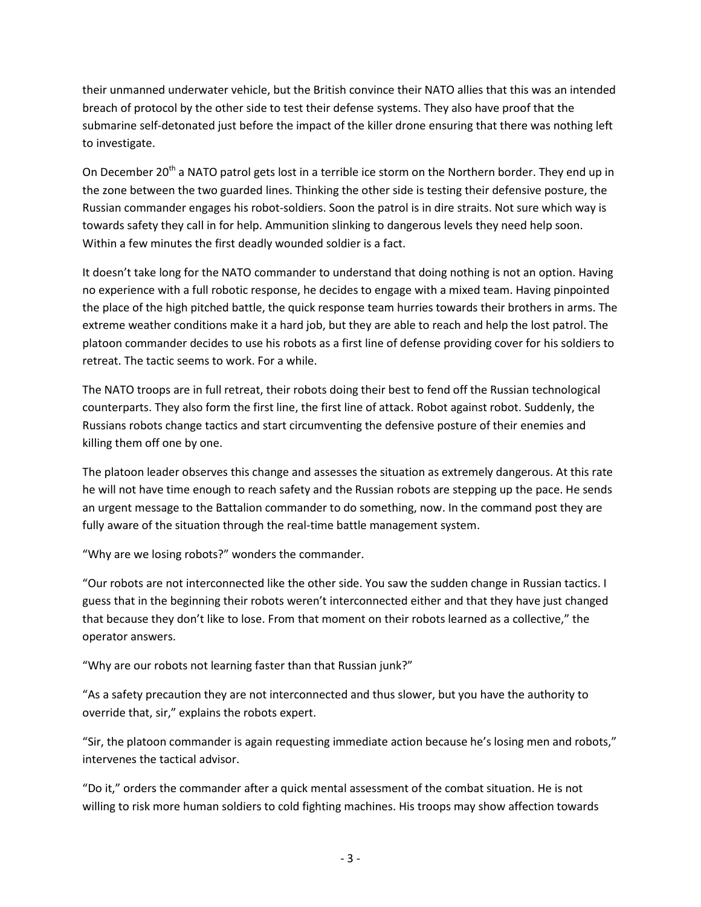their unmanned underwater vehicle, but the British convince their NATO allies that this was an intended breach of protocol by the other side to test their defense systems. They also have proof that the submarine self-detonated just before the impact of the killer drone ensuring that there was nothing left to investigate.

On December 20th a NATO patrol gets lost in a terrible ice storm on the Northern border. They end up in the zone between the two guarded lines. Thinking the other side is testing their defensive posture, the Russian commander engages his robot-soldiers. Soon the patrol is in dire straits. Not sure which way is towards safety they call in for help. Ammunition slinking to dangerous levels they need help soon. Within a few minutes the first deadly wounded soldier is a fact.

It doesn't take long for the NATO commander to understand that doing nothing is not an option. Having no experience with a full robotic response, he decides to engage with a mixed team. Having pinpointed the place of the high pitched battle, the quick response team hurries towards their brothers in arms. The extreme weather conditions make it a hard job, but they are able to reach and help the lost patrol. The platoon commander decides to use his robots as a first line of defense providing cover for his soldiers to retreat. The tactic seems to work. For a while.

The NATO troops are in full retreat, their robots doing their best to fend off the Russian technological counterparts. They also form the first line, the first line of attack. Robot against robot. Suddenly, the Russians robots change tactics and start circumventing the defensive posture of their enemies and killing them off one by one.

The platoon leader observes this change and assesses the situation as extremely dangerous. At this rate he will not have time enough to reach safety and the Russian robots are stepping up the pace. He sends an urgent message to the Battalion commander to do something, now. In the command post they are fully aware of the situation through the real-time battle management system.

"Why are we losing robots?" wonders the commander.

"Our robots are not interconnected like the other side. You saw the sudden change in Russian tactics. I guess that in the beginning their robots weren't interconnected either and that they have just changed that because they don't like to lose. From that moment on their robots learned as a collective," the operator answers.

"Why are our robots not learning faster than that Russian junk?"

"As a safety precaution they are not interconnected and thus slower, but you have the authority to override that, sir," explains the robots expert.

"Sir, the platoon commander is again requesting immediate action because he's losing men and robots," intervenes the tactical advisor.

"Do it," orders the commander after a quick mental assessment of the combat situation. He is not willing to risk more human soldiers to cold fighting machines. His troops may show affection towards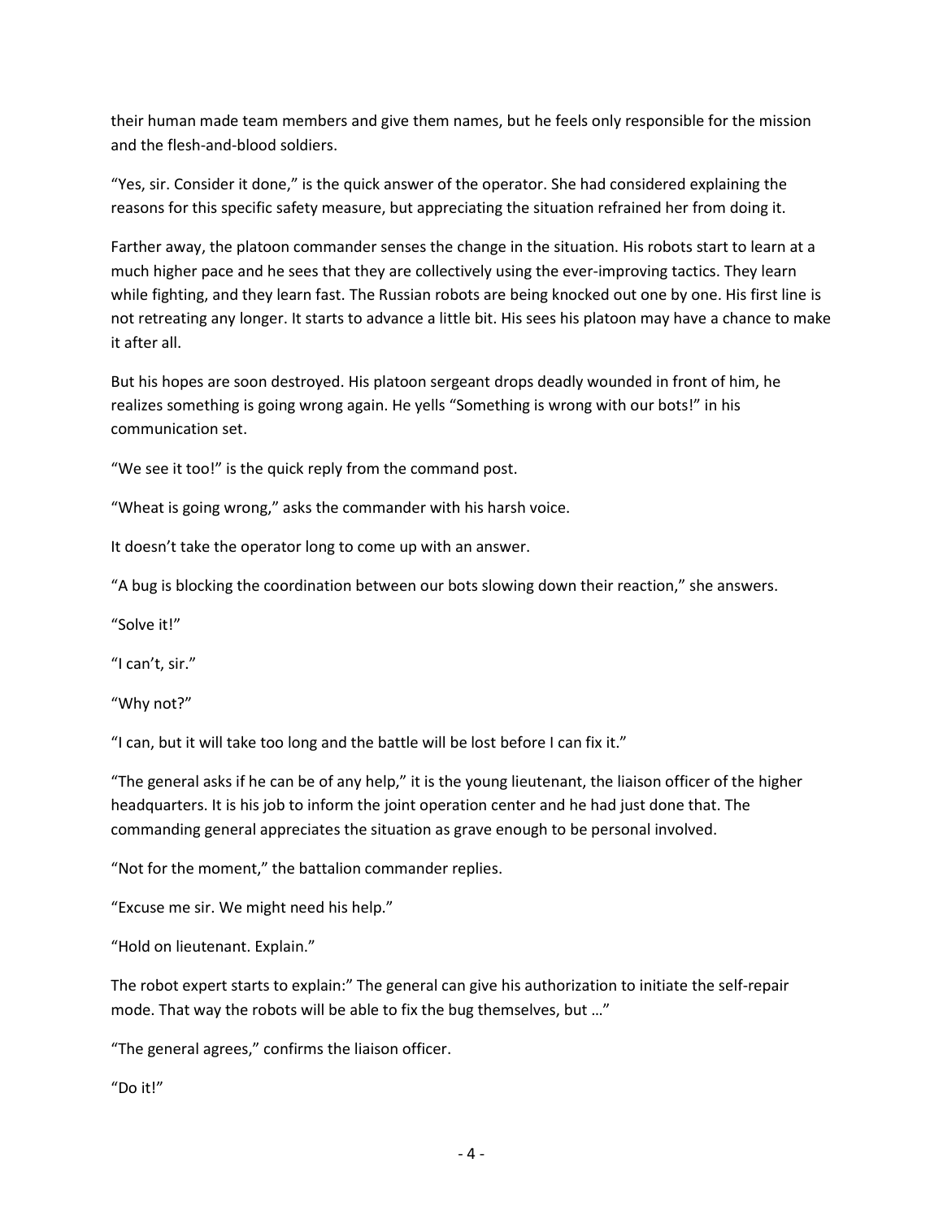their human made team members and give them names, but he feels only responsible for the mission and the flesh-and-blood soldiers.

"Yes, sir. Consider it done," is the quick answer of the operator. She had considered explaining the reasons for this specific safety measure, but appreciating the situation refrained her from doing it.

Farther away, the platoon commander senses the change in the situation. His robots start to learn at a much higher pace and he sees that they are collectively using the ever-improving tactics. They learn while fighting, and they learn fast. The Russian robots are being knocked out one by one. His first line is not retreating any longer. It starts to advance a little bit. His sees his platoon may have a chance to make it after all.

But his hopes are soon destroyed. His platoon sergeant drops deadly wounded in front of him, he realizes something is going wrong again. He yells "Something is wrong with our bots!" in his communication set.

"We see it too!" is the quick reply from the command post.

"Wheat is going wrong," asks the commander with his harsh voice.

It doesn't take the operator long to come up with an answer.

"A bug is blocking the coordination between our bots slowing down their reaction," she answers.

"Solve it!"

"I can't, sir."

"Why not?"

"I can, but it will take too long and the battle will be lost before I can fix it."

"The general asks if he can be of any help," it is the young lieutenant, the liaison officer of the higher headquarters. It is his job to inform the joint operation center and he had just done that. The commanding general appreciates the situation as grave enough to be personal involved.

"Not for the moment," the battalion commander replies.

"Excuse me sir. We might need his help."

"Hold on lieutenant. Explain."

The robot expert starts to explain:" The general can give his authorization to initiate the self-repair mode. That way the robots will be able to fix the bug themselves, but …"

"The general agrees," confirms the liaison officer.

"Do it!"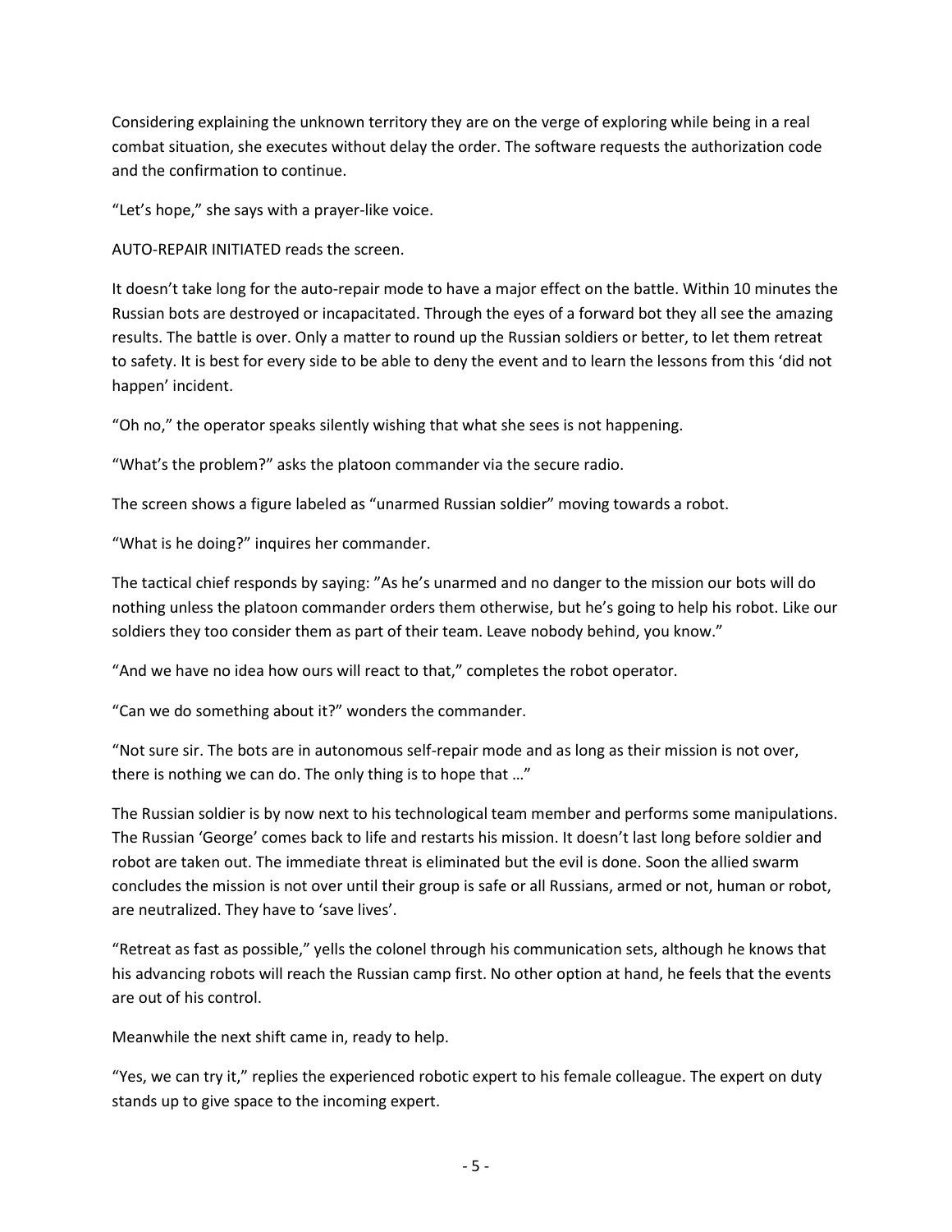Considering explaining the unknown territory they are on the verge of exploring while being in a real combat situation, she executes without delay the order. The software requests the authorization code and the confirmation to continue.

“Let’s hope,” she says with a prayer-like voice.

AUTO-REPAIR INITIATED reads the screen.

It doesn’t take long for the auto-repair mode to have a major effect on the battle. Within 10 minutes the Russian bots are destroyed or incapacitated. Through the eyes of a forward bot they all see the amazing results. The battle is over. Only a matter to round up the Russian soldiers or better, to let them retreat to safety. It is best for every side to be able to deny the event and to learn the lessons from this ‘did not happen’ incident.

“Oh no,” the operator speaks silently wishing that what she sees is not happening.

“What’s the problem?” asks the platoon commander via the secure radio.

The screen shows a figure labeled as “unarmed Russian soldier” moving towards a robot.

“What is he doing?” inquires her commander.

The tactical chief responds by saying: ”As he’s unarmed and no danger to the mission our bots will do nothing unless the platoon commander orders them otherwise, but he’s going to help his robot. Like our soldiers they too consider them as part of their team. Leave nobody behind, you know.”

“And we have no idea how ours will react to that,” completes the robot operator.

“Can we do something about it?” wonders the commander.

“Not sure sir. The bots are in autonomous self-repair mode and as long as their mission is not over, there is nothing we can do. The only thing is to hope that …”

The Russian soldier is by now next to his technological team member and performs some manipulations. The Russian ‘George’ comes back to life and restarts his mission. It doesn’t last long before soldier and robot are taken out. The immediate threat is eliminated but the evil is done. Soon the allied swarm concludes the mission is not over until their group is safe or all Russians, armed or not, human or robot, are neutralized. They have to ‘save lives’.

“Retreat as fast as possible,” yells the colonel through his communication sets, although he knows that his advancing robots will reach the Russian camp first. No other option at hand, he feels that the events are out of his control.

Meanwhile the next shift came in, ready to help.

“Yes, we can try it,” replies the experienced robotic expert to his female colleague. The expert on duty stands up to give space to the incoming expert.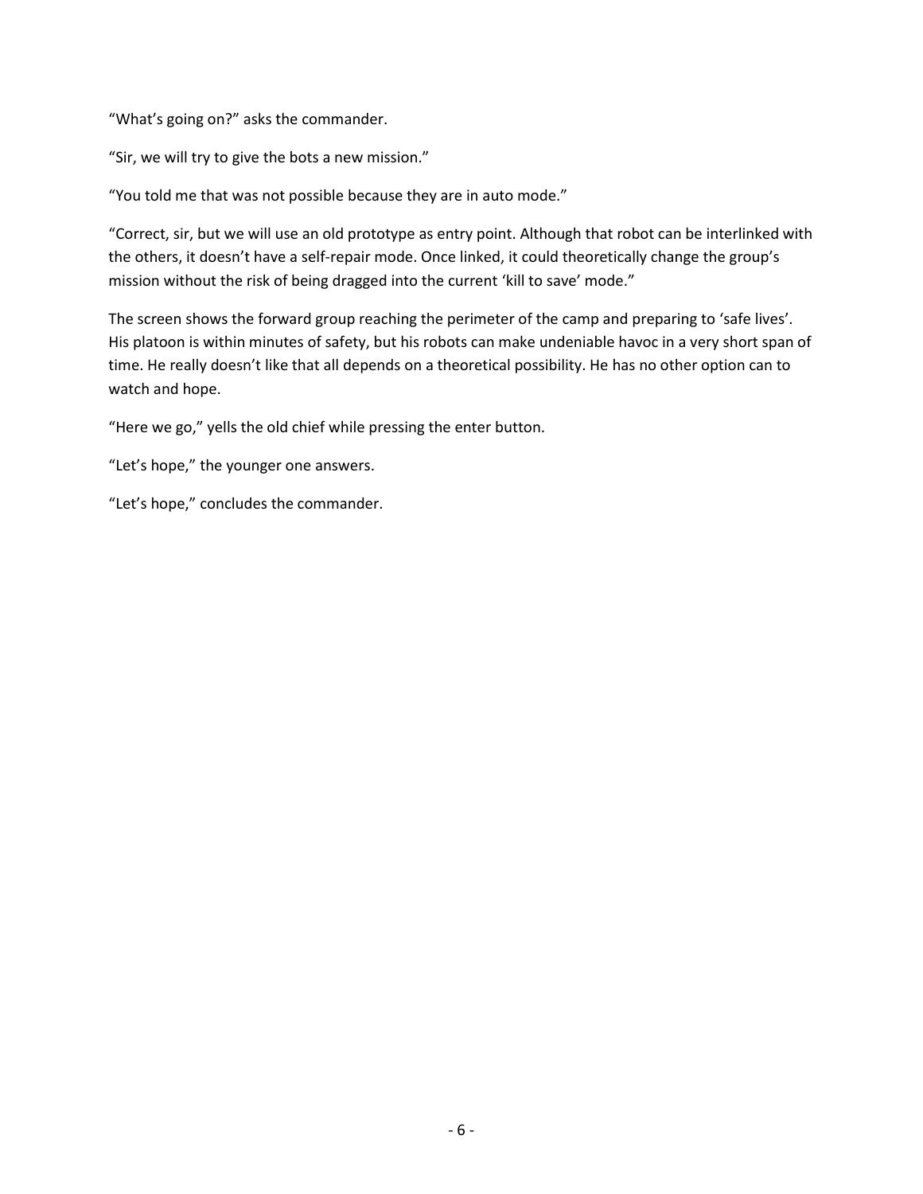“What’s going on?” asks the commander.

“Sir, we will try to give the bots a new mission.”

“You told me that was not possible because they are in auto mode.”

“Correct, sir, but we will use an old prototype as entry point. Although that robot can be interlinked with the others, it doesn’t have a self-repair mode. Once linked, it could theoretically change the group’s mission without the risk of being dragged into the current ‘kill to save’ mode.”

The screen shows the forward group reaching the perimeter of the camp and preparing to ‘safe lives’. His platoon is within minutes of safety, but his robots can make undeniable havoc in a very short span of time. He really doesn’t like that all depends on a theoretical possibility. He has no other option can to watch and hope.

“Here we go,” yells the old chief while pressing the enter button.

“Let’s hope,” the younger one answers.

“Let’s hope,” concludes the commander.